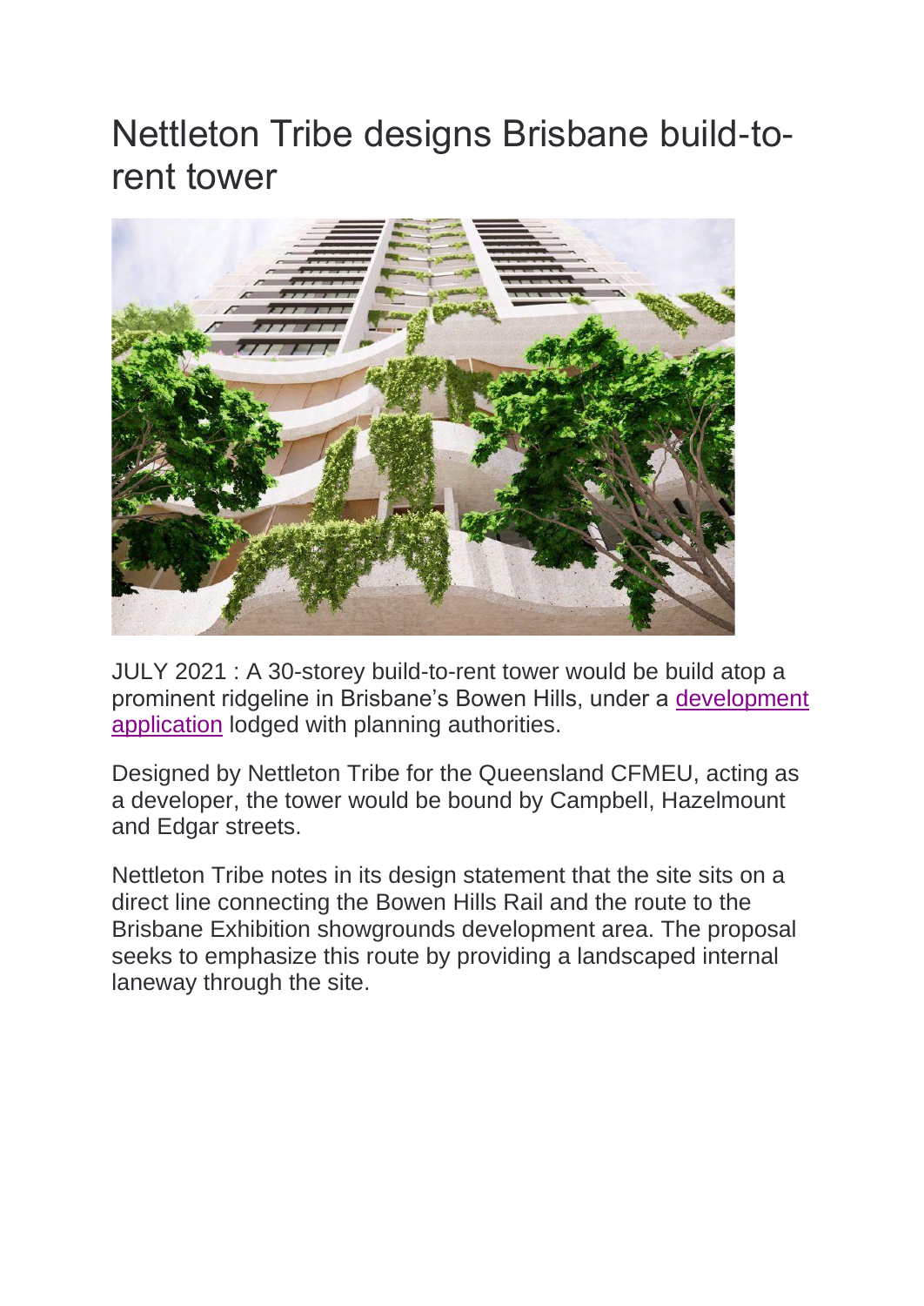# Nettleton Tribe designs Brisbane build-to-rent tower

JULY 2021 : A 30-storey build-to-rent tower would be build atop a prominent ridgeline in Brisbane's Bowen Hills, under a development application lodged with planning authorities.

Designed by Nettleton Tribe for the Queensland CFMEU, acting as a developer, the tower would be bound by Campbell, Hazelmount and Edgar streets.

Nettleton Tribe notes in its design statement that the site sits on a direct line connecting the Bowen Hills Rail and the route to the Brisbane Exhibition showgrounds development area. The proposal seeks to emphasize this route by providing a landscaped internal laneway through the site.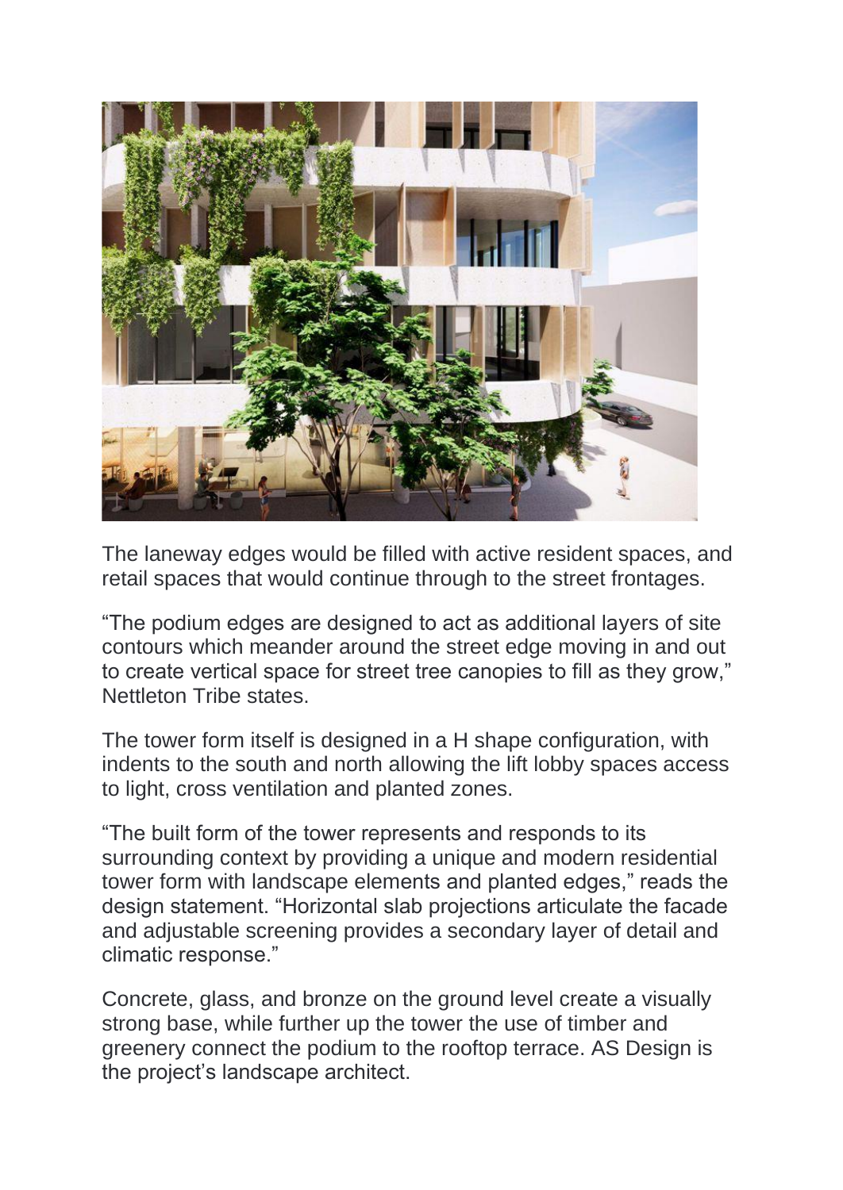The laneway edges would be filled with active resident spaces, and retail spaces that would continue through to the street frontages.

"The podium edges are designed to act as additional layers of site contours which meander around the street edge moving in and out to create vertical space for street tree canopies to fill as they grow," Nettleton Tribe states.

The tower form itself is designed in a H shape configuration, with indents to the south and north allowing the lift lobby spaces access to light, cross ventilation and planted zones.

"The built form of the tower represents and responds to its surrounding context by providing a unique and modern residential tower form with landscape elements and planted edges," reads the design statement. "Horizontal slab projections articulate the facade and adjustable screening provides a secondary layer of detail and climatic response."

Concrete, glass, and bronze on the ground level create a visually strong base, while further up the tower the use of timber and greenery connect the podium to the rooftop terrace. AS Design is the project's landscape architect.